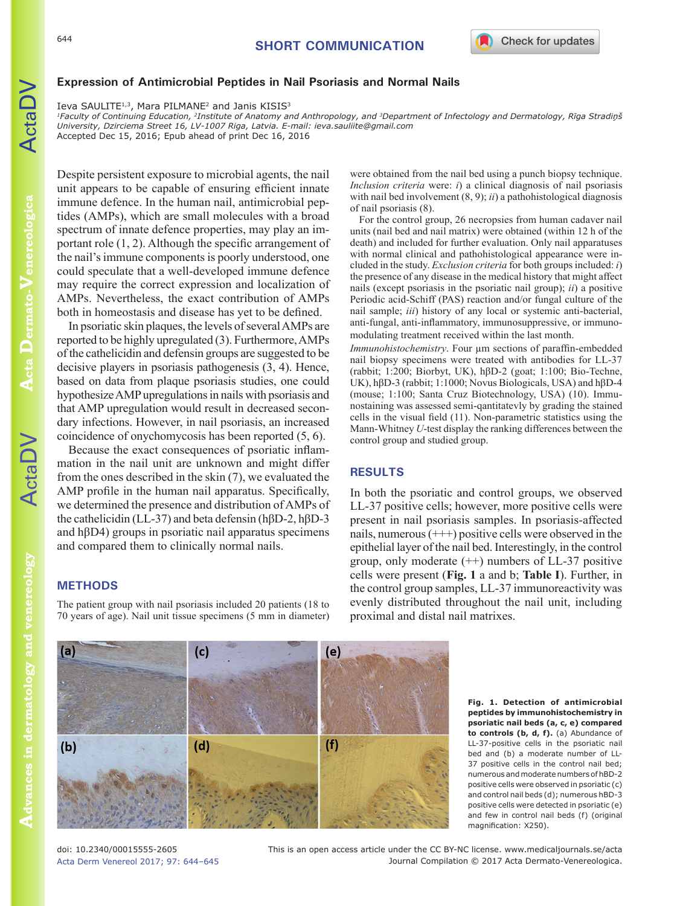SHORT COMMUNICATION

# Expression of Antimicrobial Peptides in Nail Psoriasis and Normal Nails

Ieva SAULITE[1,3], Mara PILMANE[2] and Janis KISIS[3]

[1]Faculty of Continuing Education, [2]Institute of Anatomy and Anthropology, and [3]Department of Infectology and Dermatology, Rīga Stradiņš University, Dzirciema Street 16, LV-1007 Riga, Latvia. E-mail: ieva.sauliite@gmail.com

Accepted Dec 15, 2016; Epub ahead of print Dec 16, 2016

Despite persistent exposure to microbial agents, the nail unit appears to be capable of ensuring efficient innate immune defence. In the human nail, antimicrobial peptides (AMPs), which are small molecules with a broad spectrum of innate defence properties, may play an important role (1, 2). Although the specific arrangement of the nail's immune components is poorly understood, one could speculate that a well-developed immune defence may require the correct expression and localization of AMPs. Nevertheless, the exact contribution of AMPs both in homeostasis and disease has yet to be defined.

In psoriatic skin plaques, the levels of several AMPs are reported to be highly upregulated (3). Furthermore, AMPs of the cathelicidin and defensin groups are suggested to be decisive players in psoriasis pathogenesis (3, 4). Hence, based on data from plaque psoriasis studies, one could hypothesize AMP upregulations in nails with psoriasis and that AMP upregulation would result in decreased secondary infections. However, in nail psoriasis, an increased coincidence of onychomycosis has been reported (5, 6).

Because the exact consequences of psoriatic inflammation in the nail unit are unknown and might differ from the ones described in the skin (7), we evaluated the AMP profile in the human nail apparatus. Specifically, we determined the presence and distribution of AMPs of the cathelicidin (LL-37) and beta defensin (hβD-2, hβD-3 and hβD4) groups in psoriatic nail apparatus specimens and compared them to clinically normal nails.

## METHODS

The patient group with nail psoriasis included 20 patients (18 to 70 years of age). Nail unit tissue specimens (5 mm in diameter) were obtained from the nail bed using a punch biopsy technique. *Inclusion criteria* were: *i*) a clinical diagnosis of nail psoriasis with nail bed involvement (8, 9); *ii*) a pathohistological diagnosis of nail psoriasis (8).

For the control group, 26 necropsies from human cadaver nail units (nail bed and nail matrix) were obtained (within 12 h of the death) and included for further evaluation. Only nail apparatuses with normal clinical and pathohistological appearance were included in the study. *Exclusion criteria* for both groups included: *i*) the presence of any disease in the medical history that might affect nails (except psoriasis in the psoriatic nail group); *ii*) a positive Periodic acid-Schiff (PAS) reaction and/or fungal culture of the nail sample; *iii*) history of any local or systemic anti-bacterial, anti-fungal, anti-inflammatory, immunosuppressive, or immunomodulating treatment received within the last month.

*Immunohistochemistry*. Four µm sections of paraffin-embedded nail biopsy specimens were treated with antibodies for LL-37 (rabbit; 1:200; Biorbyt, UK), hβD-2 (goat; 1:100; Bio-Techne, UK), hβD-3 (rabbit; 1:1000; Novus Biologicals, USA) and hβD-4 (mouse; 1:100; Santa Cruz Biotechnology, USA) (10). Immunostaining was assessed semi-qantitatevly by grading the stained cells in the visual field (11). Non-parametric statistics using the Mann-Whitney *U*-test display the ranking differences between the control group and studied group.

## RESULTS

In both the psoriatic and control groups, we observed LL-37 positive cells; however, more positive cells were present in nail psoriasis samples. In psoriasis-affected nails, numerous (+++) positive cells were observed in the epithelial layer of the nail bed. Interestingly, in the control group, only moderate (++) numbers of LL-37 positive cells were present (**Fig. 1** a and b; **Table I**). Further, in the control group samples, LL-37 immunoreactivity was evenly distributed throughout the nail unit, including proximal and distal nail matrixes.

**Fig. 1. Detection of antimicrobial peptides by immunohistochemistry in psoriatic nail beds (a, c, e) compared to controls (b, d, f).** (a) Abundance of LL-37-positive cells in the psoriatic nail bed and (b) a moderate number of LL-37 positive cells in the control nail bed; numerous and moderate numbers of hBD-2 positive cells were observed in psoriatic (c) and control nail beds (d); numerous hBD-3 positive cells were detected in psoriatic (e) and few in control nail beds (f) (original magnification: X250).

doi: 10.2340/00015555-2605

This is an open access article under the CC BY-NC license. www.medicaljournals.se/acta
Journal Compilation © 2017 Acta Dermato-Venereologica.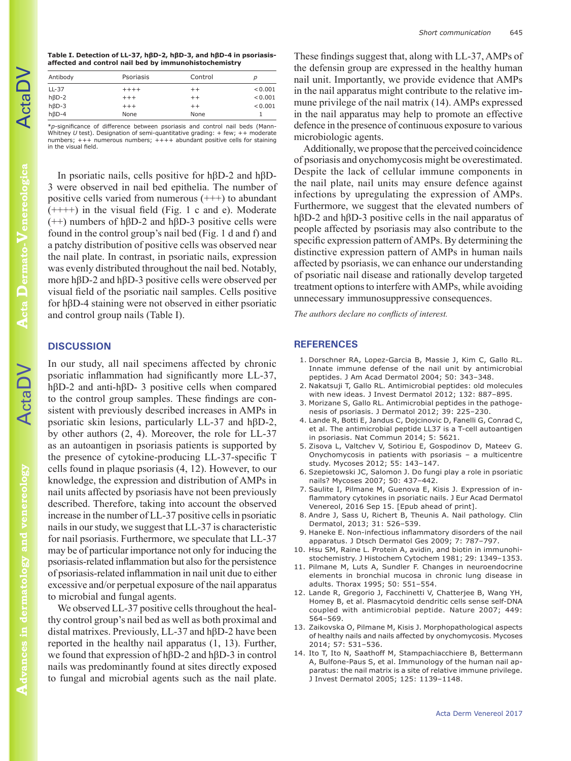**Table I. Detection of LL-37, hβD-2, hβD-3, and hβD-4 in psoriasis-affected and control nail bed by immunohistochemistry**

| Antibody | Psoriasis | Control | *p* |
|---|---|---|---|
| LL-37 | ++++ | ++ | < 0.001 |
| hβD-2 | +++ | ++ | < 0.001 |
| hβD-3 | +++ | ++ | < 0.001 |
| hβD-4 | None | None | 1 |

**p*-significance of difference between psoriasis and control nail beds (Mann-Whitney *U* test). Designation of semi-quantitative grading: + few; ++ moderate numbers; +++ numerous numbers; ++++ abundant positive cells for staining in the visual field.

In psoriatic nails, cells positive for hβD-2 and hβD-3 were observed in nail bed epithelia. The number of positive cells varied from numerous (+++) to abundant (++++) in the visual field (Fig. 1 c and e). Moderate (++) numbers of hβD-2 and hβD-3 positive cells were found in the control group's nail bed (Fig. 1 d and f) and a patchy distribution of positive cells was observed near the nail plate. In contrast, in psoriatic nails, expression was evenly distributed throughout the nail bed. Notably, more hβD-2 and hβD-3 positive cells were observed per visual field of the psoriatic nail samples. Cells positive for hβD-4 staining were not observed in either psoriatic and control group nails (Table I).

## DISCUSSION

In our study, all nail specimens affected by chronic psoriatic inflammation had significantly more LL-37, hβD-2 and anti-hβD- 3 positive cells when compared to the control group samples. These findings are consistent with previously described increases in AMPs in psoriatic skin lesions, particularly LL-37 and hβD-2, by other authors (2, 4). Moreover, the role for LL-37 as an autoantigen in psoriasis patients is supported by the presence of cytokine-producing LL-37-specific T cells found in plaque psoriasis (4, 12). However, to our knowledge, the expression and distribution of AMPs in nail units affected by psoriasis have not been previously described. Therefore, taking into account the observed increase in the number of LL-37 positive cells in psoriatic nails in our study, we suggest that LL-37 is characteristic for nail psoriasis. Furthermore, we speculate that LL-37 may be of particular importance not only for inducing the psoriasis-related inflammation but also for the persistence of psoriasis-related inflammation in nail unit due to either excessive and/or perpetual exposure of the nail apparatus to microbial and fungal agents.

We observed LL-37 positive cells throughout the healthy control group's nail bed as well as both proximal and distal matrixes. Previously, LL-37 and hβD-2 have been reported in the healthy nail apparatus (1, 13). Further, we found that expression of hβD-2 and hβD-3 in control nails was predominantly found at sites directly exposed to fungal and microbial agents such as the nail plate. These findings suggest that, along with LL-37, AMPs of the defensin group are expressed in the healthy human nail unit. Importantly, we provide evidence that AMPs in the nail apparatus might contribute to the relative immune privilege of the nail matrix (14). AMPs expressed in the nail apparatus may help to promote an effective defence in the presence of continuous exposure to various microbiologic agents.

Additionally, we propose that the perceived coincidence of psoriasis and onychomycosis might be overestimated. Despite the lack of cellular immune components in the nail plate, nail units may ensure defence against infections by upregulating the expression of AMPs. Furthermore, we suggest that the elevated numbers of hβD-2 and hβD-3 positive cells in the nail apparatus of people affected by psoriasis may also contribute to the specific expression pattern of AMPs. By determining the distinctive expression pattern of AMPs in human nails affected by psoriasis, we can enhance our understanding of psoriatic nail disease and rationally develop targeted treatment options to interfere with AMPs, while avoiding unnecessary immunosuppressive consequences.

*The authors declare no conflicts of interest.*

## REFERENCES

1. Dorschner RA, Lopez-Garcia B, Massie J, Kim C, Gallo RL. Innate immune defense of the nail unit by antimicrobial peptides. J Am Acad Dermatol 2004; 50: 343–348.
2. Nakatsuji T, Gallo RL. Antimicrobial peptides: old molecules with new ideas. J Invest Dermatol 2012; 132: 887–895.
3. Morizane S, Gallo RL. Antimicrobial peptides in the pathogenesis of psoriasis. J Dermatol 2012; 39: 225–230.
4. Lande R, Botti E, Jandus C, Dojcinovic D, Fanelli G, Conrad C, et al. The antimicrobial peptide LL37 is a T-cell autoantigen in psoriasis. Nat Commun 2014; 5: 5621.
5. Zisova L, Valtchev V, Sotiriou E, Gospodinov D, Mateev G. Onychomycosis in patients with psoriasis – a multicentre study. Mycoses 2012; 55: 143–147.
6. Szepietowski JC, Salomon J. Do fungi play a role in psoriatic nails? Mycoses 2007; 50: 437–442.
7. Saulite I, Pilmane M, Guenova E, Kisis J. Expression of inflammatory cytokines in psoriatic nails. J Eur Acad Dermatol Venereol, 2016 Sep 15. [Epub ahead of print].
8. Andre J, Sass U, Richert B, Theunis A. Nail pathology. Clin Dermatol, 2013; 31: 526–539.
9. Haneke E. Non-infectious inflammatory disorders of the nail apparatus. J Dtsch Dermatol Ges 2009; 7: 787–797.
10. Hsu SM, Raine L. Protein A, avidin, and biotin in immunohistochemistry. J Histochem Cytochem 1981; 29: 1349–1353.
11. Pilmane M, Luts A, Sundler F. Changes in neuroendocrine elements in bronchial mucosa in chronic lung disease in adults. Thorax 1995; 50: 551–554.
12. Lande R, Gregorio J, Facchinetti V, Chatterjee B, Wang YH, Homey B, et al. Plasmacytoid dendritic cells sense self-DNA coupled with antimicrobial peptide. Nature 2007; 449: 564–569.
13. Zaikovska O, Pilmane M, Kisis J. Morphopathological aspects of healthy nails and nails affected by onychomycosis. Mycoses 2014; 57: 531–536.
14. Ito T, Ito N, Saathoff M, Stampachiacchiere B, Bettermann A, Bulfone-Paus S, et al. Immunology of the human nail apparatus: the nail matrix is a site of relative immune privilege. J Invest Dermatol 2005; 125: 1139–1148.